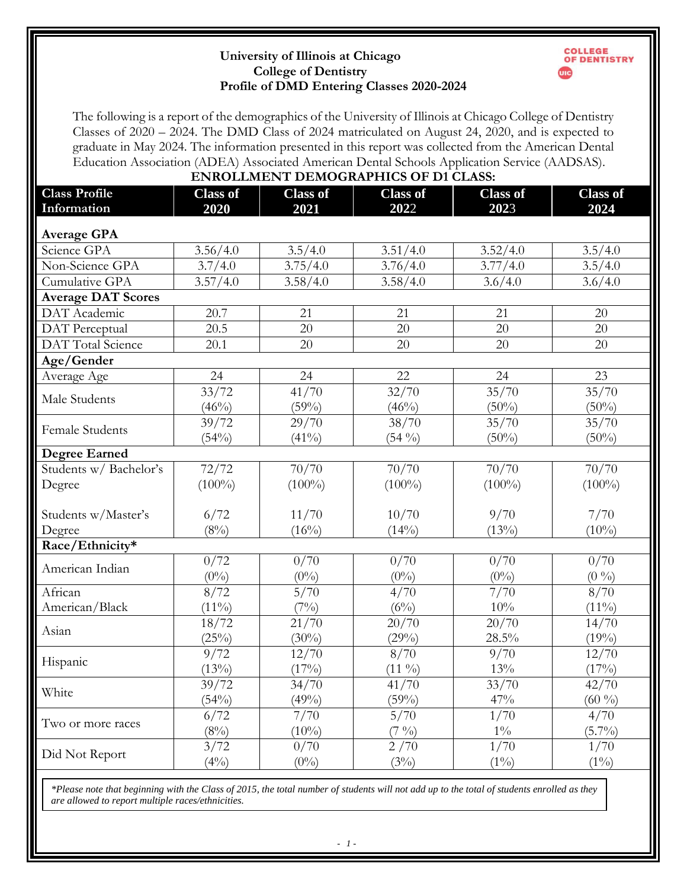**University of Illinois at Chicago**
**College of Dentistry**
**Profile of DMD Entering Classes 2020-2024**

COLLEGE OF DENTISTRY

The following is a report of the demographics of the University of Illinois at Chicago College of Dentistry Classes of 2020 – 2024. The DMD Class of 2024 matriculated on August 24, 2020, and is expected to graduate in May 2024. The information presented in this report was collected from the American Dental Education Association (ADEA) Associated American Dental Schools Application Service (AADSAS).

## ENROLLMENT DEMOGRAPHICS OF D1 CLASS:

| Class Profile Information | Class of 2020 | Class of 2021 | Class of 2022 | Class of 2023 | Class of 2024 |
|---|---|---|---|---|---|
| **Average GPA** | | | | | |
| Science GPA | 3.56/4.0 | 3.5/4.0 | 3.51/4.0 | 3.52/4.0 | 3.5/4.0 |
| Non-Science GPA | 3.7/4.0 | 3.75/4.0 | 3.76/4.0 | 3.77/4.0 | 3.5/4.0 |
| Cumulative GPA | 3.57/4.0 | 3.58/4.0 | 3.58/4.0 | 3.6/4.0 | 3.6/4.0 |
| **Average DAT Scores** | | | | | |
| DAT Academic | 20.7 | 21 | 21 | 21 | 20 |
| DAT Perceptual | 20.5 | 20 | 20 | 20 | 20 |
| DAT Total Science | 20.1 | 20 | 20 | 20 | 20 |
| **Age/Gender** | | | | | |
| Average Age | 24 | 24 | 22 | 24 | 23 |
| Male Students | 33/72 (46%) | 41/70 (59%) | 32/70 (46%) | 35/70 (50%) | 35/70 (50%) |
| Female Students | 39/72 (54%) | 29/70 (41%) | 38/70 (54 %) | 35/70 (50%) | 35/70 (50%) |
| **Degree Earned** | | | | | |
| Students w/ Bachelor's Degree | 72/72 (100%) | 70/70 (100%) | 70/70 (100%) | 70/70 (100%) | 70/70 (100%) |
| Students w/Master's Degree | 6/72 (8%) | 11/70 (16%) | 10/70 (14%) | 9/70 (13%) | 7/70 (10%) |
| **Race/Ethnicity*** | | | | | |
| American Indian | 0/72 (0%) | 0/70 (0%) | 0/70 (0%) | 0/70 (0%) | 0/70 (0 %) |
| African American/Black | 8/72 (11%) | 5/70 (7%) | 4/70 (6%) | 7/70 10% | 8/70 (11%) |
| Asian | 18/72 (25%) | 21/70 (30%) | 20/70 (29%) | 20/70 28.5% | 14/70 (19%) |
| Hispanic | 9/72 (13%) | 12/70 (17%) | 8/70 (11 %) | 9/70 13% | 12/70 (17%) |
| White | 39/72 (54%) | 34/70 (49%) | 41/70 (59%) | 33/70 47% | 42/70 (60 %) |
| Two or more races | 6/72 (8%) | 7/70 (10%) | 5/70 (7 %) | 1/70 1% | 4/70 (5.7%) |
| Did Not Report | 3/72 (4%) | 0/70 (0%) | 2 /70 (3%) | 1/70 (1%) | 1/70 (1%) |

*\*Please note that beginning with the Class of 2015, the total number of students will not add up to the total of students enrolled as they are allowed to report multiple races/ethnicities.*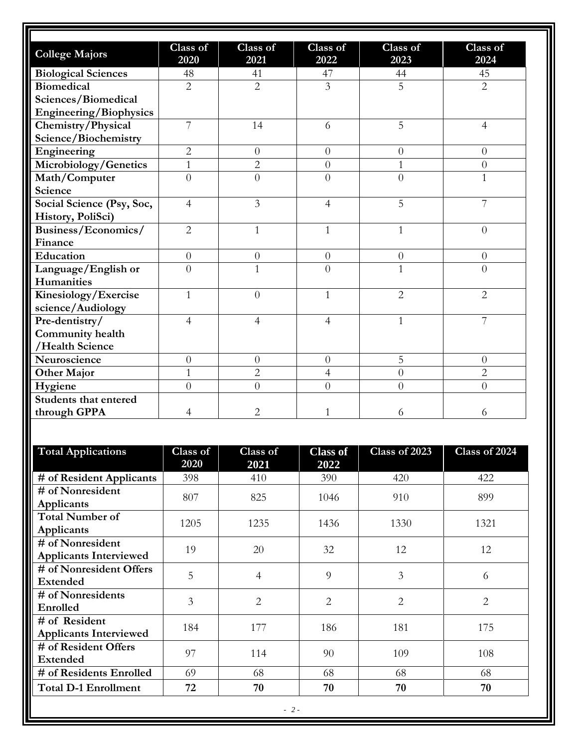| College Majors | Class of 2020 | Class of 2021 | Class of 2022 | Class of 2023 | Class of 2024 |
|---|---|---|---|---|---|
| Biological Sciences | 48 | 41 | 47 | 44 | 45 |
| Biomedical Sciences/Biomedical Engineering/Biophysics | 2 | 2 | 3 | 5 | 2 |
| Chemistry/Physical Science/Biochemistry | 7 | 14 | 6 | 5 | 4 |
| Engineering | 2 | 0 | 0 | 0 | 0 |
| Microbiology/Genetics | 1 | 2 | 0 | 1 | 0 |
| Math/Computer Science | 0 | 0 | 0 | 0 | 1 |
| Social Science (Psy, Soc, History, PoliSci) | 4 | 3 | 4 | 5 | 7 |
| Business/Economics/ Finance | 2 | 1 | 1 | 1 | 0 |
| Education | 0 | 0 | 0 | 0 | 0 |
| Language/English or Humanities | 0 | 1 | 0 | 1 | 0 |
| Kinesiology/Exercise science/Audiology | 1 | 0 | 1 | 2 | 2 |
| Pre-dentistry/ Community health /Health Science | 4 | 4 | 4 | 1 | 7 |
| Neuroscience | 0 | 0 | 0 | 5 | 0 |
| Other Major | 1 | 2 | 4 | 0 | 2 |
| Hygiene | 0 | 0 | 0 | 0 | 0 |
| Students that entered through GPPA | 4 | 2 | 1 | 6 | 6 |

| Total Applications | Class of 2020 | Class of 2021 | Class of 2022 | Class of 2023 | Class of 2024 |
|---|---|---|---|---|---|
| # of Resident Applicants | 398 | 410 | 390 | 420 | 422 |
| # of Nonresident Applicants | 807 | 825 | 1046 | 910 | 899 |
| Total Number of Applicants | 1205 | 1235 | 1436 | 1330 | 1321 |
| # of Nonresident Applicants Interviewed | 19 | 20 | 32 | 12 | 12 |
| # of Nonresident Offers Extended | 5 | 4 | 9 | 3 | 6 |
| # of Nonresidents Enrolled | 3 | 2 | 2 | 2 | 2 |
| # of Resident Applicants Interviewed | 184 | 177 | 186 | 181 | 175 |
| # of Resident Offers Extended | 97 | 114 | 90 | 109 | 108 |
| # of Residents Enrolled | 69 | 68 | 68 | 68 | 68 |
| **Total D-1 Enrollment** | **72** | **70** | **70** | **70** | **70** |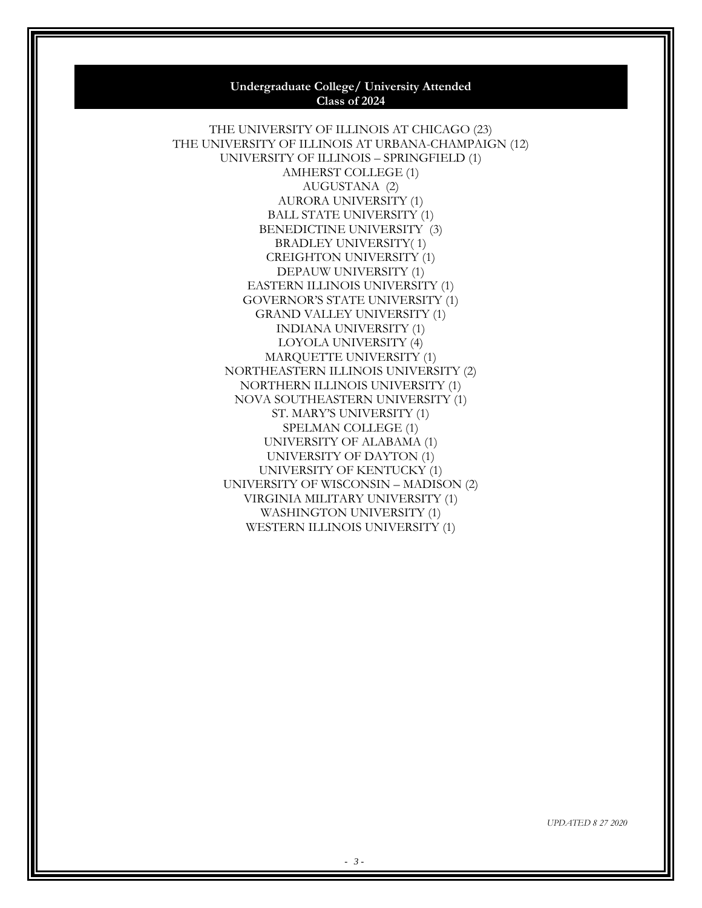## Undergraduate College/ University Attended
## Class of 2024

THE UNIVERSITY OF ILLINOIS AT CHICAGO (23)
THE UNIVERSITY OF ILLINOIS AT URBANA-CHAMPAIGN (12)
UNIVERSITY OF ILLINOIS – SPRINGFIELD (1)
AMHERST COLLEGE (1)
AUGUSTANA (2)
AURORA UNIVERSITY (1)
BALL STATE UNIVERSITY (1)
BENEDICTINE UNIVERSITY (3)
BRADLEY UNIVERSITY( 1)
CREIGHTON UNIVERSITY (1)
DEPAUW UNIVERSITY (1)
EASTERN ILLINOIS UNIVERSITY (1)
GOVERNOR'S STATE UNIVERSITY (1)
GRAND VALLEY UNIVERSITY (1)
INDIANA UNIVERSITY (1)
LOYOLA UNIVERSITY (4)
MARQUETTE UNIVERSITY (1)
NORTHEASTERN ILLINOIS UNIVERSITY (2)
NORTHERN ILLINOIS UNIVERSITY (1)
NOVA SOUTHEASTERN UNIVERSITY (1)
ST. MARY'S UNIVERSITY (1)
SPELMAN COLLEGE (1)
UNIVERSITY OF ALABAMA (1)
UNIVERSITY OF DAYTON (1)
UNIVERSITY OF KENTUCKY (1)
UNIVERSITY OF WISCONSIN – MADISON (2)
VIRGINIA MILITARY UNIVERSITY (1)
WASHINGTON UNIVERSITY (1)
WESTERN ILLINOIS UNIVERSITY (1)

*UPDATED 8 27 2020*